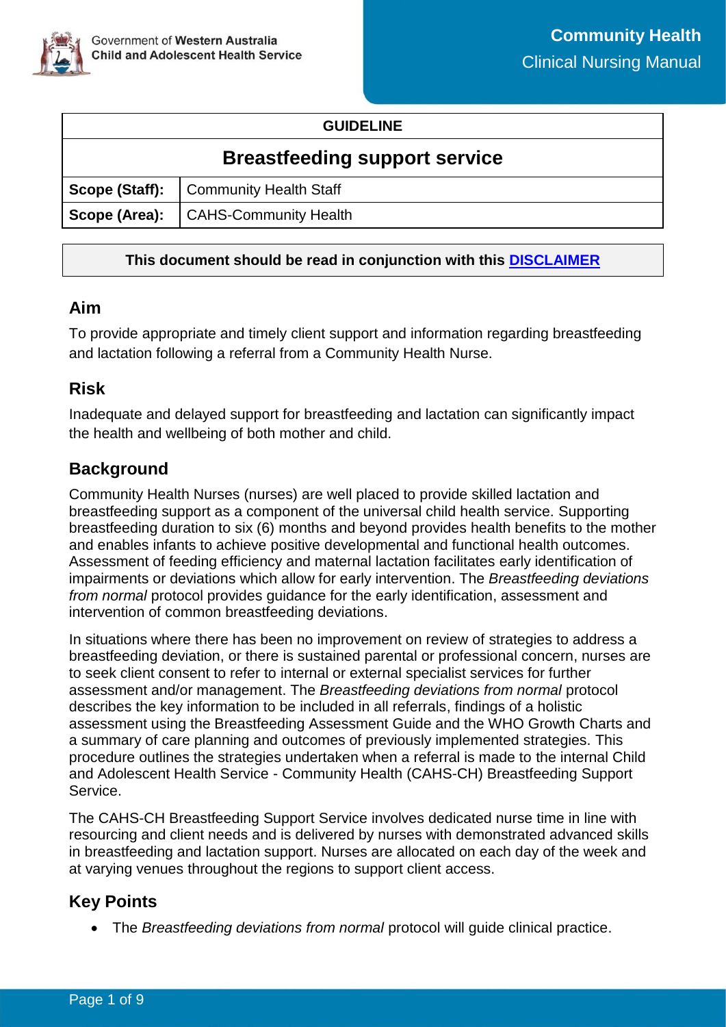Government of **Western Australia**
**Child and Adolescent Health Service**

**Community Health**
Clinical Nursing Manual

| **GUIDELINE** | |
|---|---|
| **Breastfeeding support service** | |
| **Scope (Staff):** | Community Health Staff |
| **Scope (Area):** | CAHS-Community Health |

**This document should be read in conjunction with this DISCLAIMER**

## Aim

To provide appropriate and timely client support and information regarding breastfeeding and lactation following a referral from a Community Health Nurse.

## Risk

Inadequate and delayed support for breastfeeding and lactation can significantly impact the health and wellbeing of both mother and child.

## Background

Community Health Nurses (nurses) are well placed to provide skilled lactation and breastfeeding support as a component of the universal child health service. Supporting breastfeeding duration to six (6) months and beyond provides health benefits to the mother and enables infants to achieve positive developmental and functional health outcomes. Assessment of feeding efficiency and maternal lactation facilitates early identification of impairments or deviations which allow for early intervention. The *Breastfeeding deviations from normal* protocol provides guidance for the early identification, assessment and intervention of common breastfeeding deviations.

In situations where there has been no improvement on review of strategies to address a breastfeeding deviation, or there is sustained parental or professional concern, nurses are to seek client consent to refer to internal or external specialist services for further assessment and/or management. The *Breastfeeding deviations from normal* protocol describes the key information to be included in all referrals, findings of a holistic assessment using the Breastfeeding Assessment Guide and the WHO Growth Charts and a summary of care planning and outcomes of previously implemented strategies. This procedure outlines the strategies undertaken when a referral is made to the internal Child and Adolescent Health Service - Community Health (CAHS-CH) Breastfeeding Support Service.

The CAHS-CH Breastfeeding Support Service involves dedicated nurse time in line with resourcing and client needs and is delivered by nurses with demonstrated advanced skills in breastfeeding and lactation support. Nurses are allocated on each day of the week and at varying venues throughout the regions to support client access.

## Key Points

- The *Breastfeeding deviations from normal* protocol will guide clinical practice.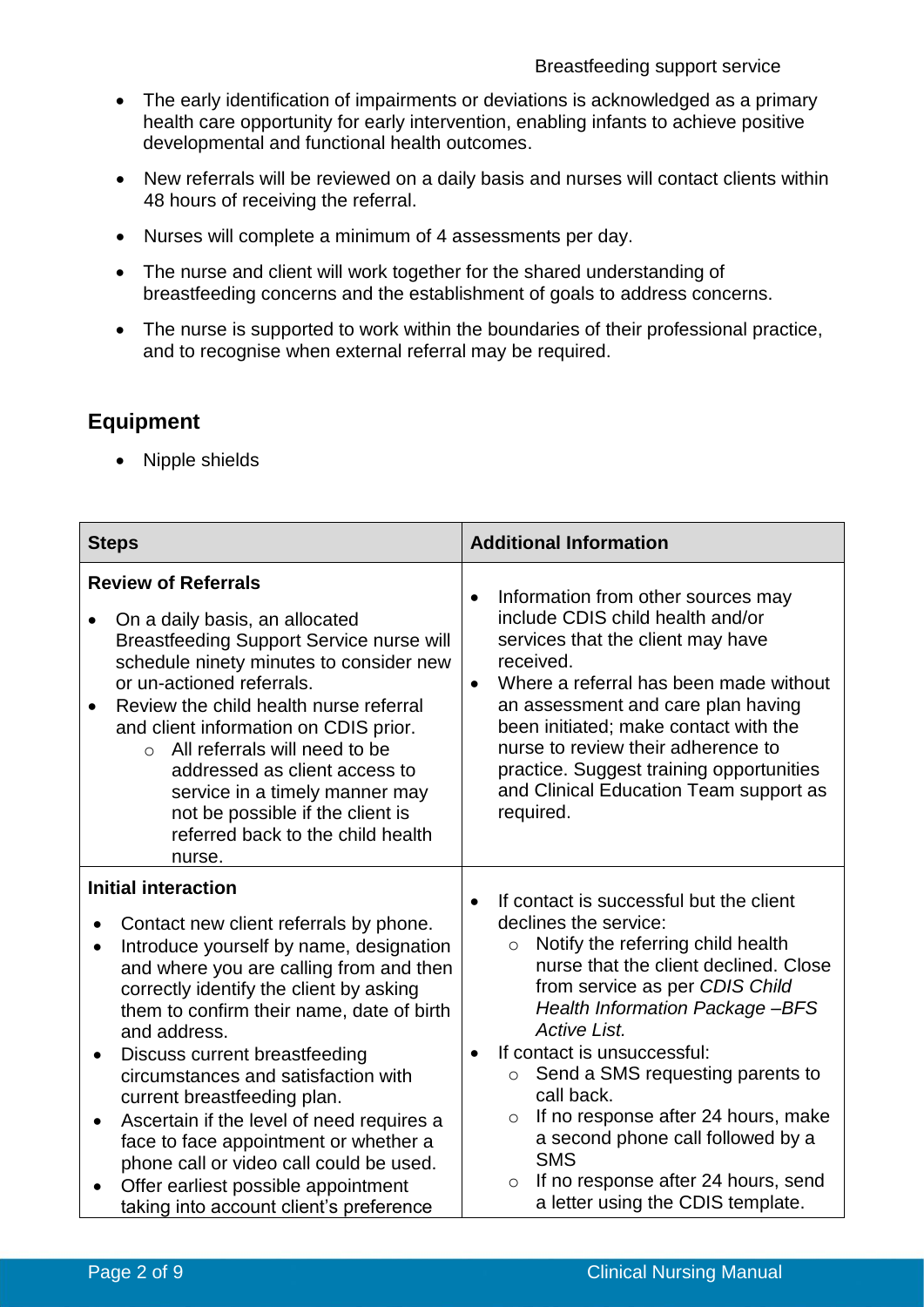- The early identification of impairments or deviations is acknowledged as a primary health care opportunity for early intervention, enabling infants to achieve positive developmental and functional health outcomes.
- New referrals will be reviewed on a daily basis and nurses will contact clients within 48 hours of receiving the referral.
- Nurses will complete a minimum of 4 assessments per day.
- The nurse and client will work together for the shared understanding of breastfeeding concerns and the establishment of goals to address concerns.
- The nurse is supported to work within the boundaries of their professional practice, and to recognise when external referral may be required.

## Equipment

- Nipple shields

| Steps | Additional Information |
|---|---|
| **Review of Referrals**<br>• On a daily basis, an allocated Breastfeeding Support Service nurse will schedule ninety minutes to consider new or un-actioned referrals.<br>• Review the child health nurse referral and client information on CDIS prior.<br>&nbsp;&nbsp;&nbsp;&nbsp;○ All referrals will need to be addressed as client access to service in a timely manner may not be possible if the client is referred back to the child health nurse. | • Information from other sources may include CDIS child health and/or services that the client may have received.<br>• Where a referral has been made without an assessment and care plan having been initiated; make contact with the nurse to review their adherence to practice. Suggest training opportunities and Clinical Education Team support as required. |
| **Initial interaction**<br>• Contact new client referrals by phone.<br>• Introduce yourself by name, designation and where you are calling from and then correctly identify the client by asking them to confirm their name, date of birth and address.<br>• Discuss current breastfeeding circumstances and satisfaction with current breastfeeding plan.<br>• Ascertain if the level of need requires a face to face appointment or whether a phone call or video call could be used.<br>• Offer earliest possible appointment taking into account client's preference | • If contact is successful but the client declines the service:<br>&nbsp;&nbsp;&nbsp;&nbsp;○ Notify the referring child health nurse that the client declined. Close from service as per *CDIS Child Health Information Package –BFS Active List.*<br>• If contact is unsuccessful:<br>&nbsp;&nbsp;&nbsp;&nbsp;○ Send a SMS requesting parents to call back.<br>&nbsp;&nbsp;&nbsp;&nbsp;○ If no response after 24 hours, make a second phone call followed by a SMS<br>&nbsp;&nbsp;&nbsp;&nbsp;○ If no response after 24 hours, send a letter using the CDIS template. |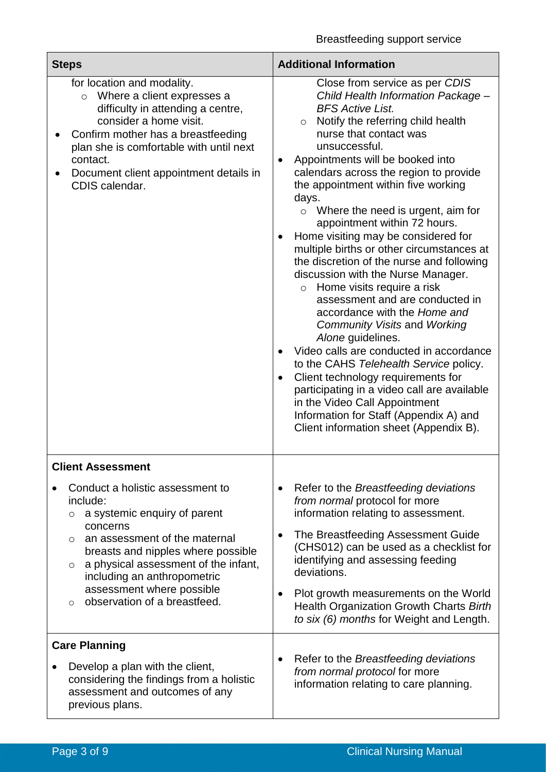| Steps | Additional Information |
|---|---|
| for location and modality.<br>◦ Where a client expresses a difficulty in attending a centre, consider a home visit.<br>• Confirm mother has a breastfeeding plan she is comfortable with until next contact.<br>• Document client appointment details in CDIS calendar. | Close from service as per *CDIS Child Health Information Package – BFS Active List.*<br>◦ Notify the referring child health nurse that contact was unsuccessful.<br>• Appointments will be booked into calendars across the region to provide the appointment within five working days.<br>◦ Where the need is urgent, aim for appointment within 72 hours.<br>• Home visiting may be considered for multiple births or other circumstances at the discretion of the nurse and following discussion with the Nurse Manager.<br>◦ Home visits require a risk assessment and are conducted in accordance with the *Home and Community Visits* and *Working Alone* guidelines.<br>• Video calls are conducted in accordance to the CAHS *Telehealth Service* policy.<br>• Client technology requirements for participating in a video call are available in the Video Call Appointment Information for Staff (Appendix A) and Client information sheet (Appendix B). |
| **Client Assessment**<br>• Conduct a holistic assessment to include:<br>◦ a systemic enquiry of parent concerns<br>◦ an assessment of the maternal breasts and nipples where possible<br>◦ a physical assessment of the infant, including an anthropometric assessment where possible<br>◦ observation of a breastfeed. | • Refer to the *Breastfeeding deviations from normal* protocol for more information relating to assessment.<br>• The Breastfeeding Assessment Guide (CHS012) can be used as a checklist for identifying and assessing feeding deviations.<br>• Plot growth measurements on the World Health Organization Growth Charts *Birth to six (6) months* for Weight and Length. |
| **Care Planning**<br>• Develop a plan with the client, considering the findings from a holistic assessment and outcomes of any previous plans. | • Refer to the *Breastfeeding deviations from normal protocol* for more information relating to care planning. |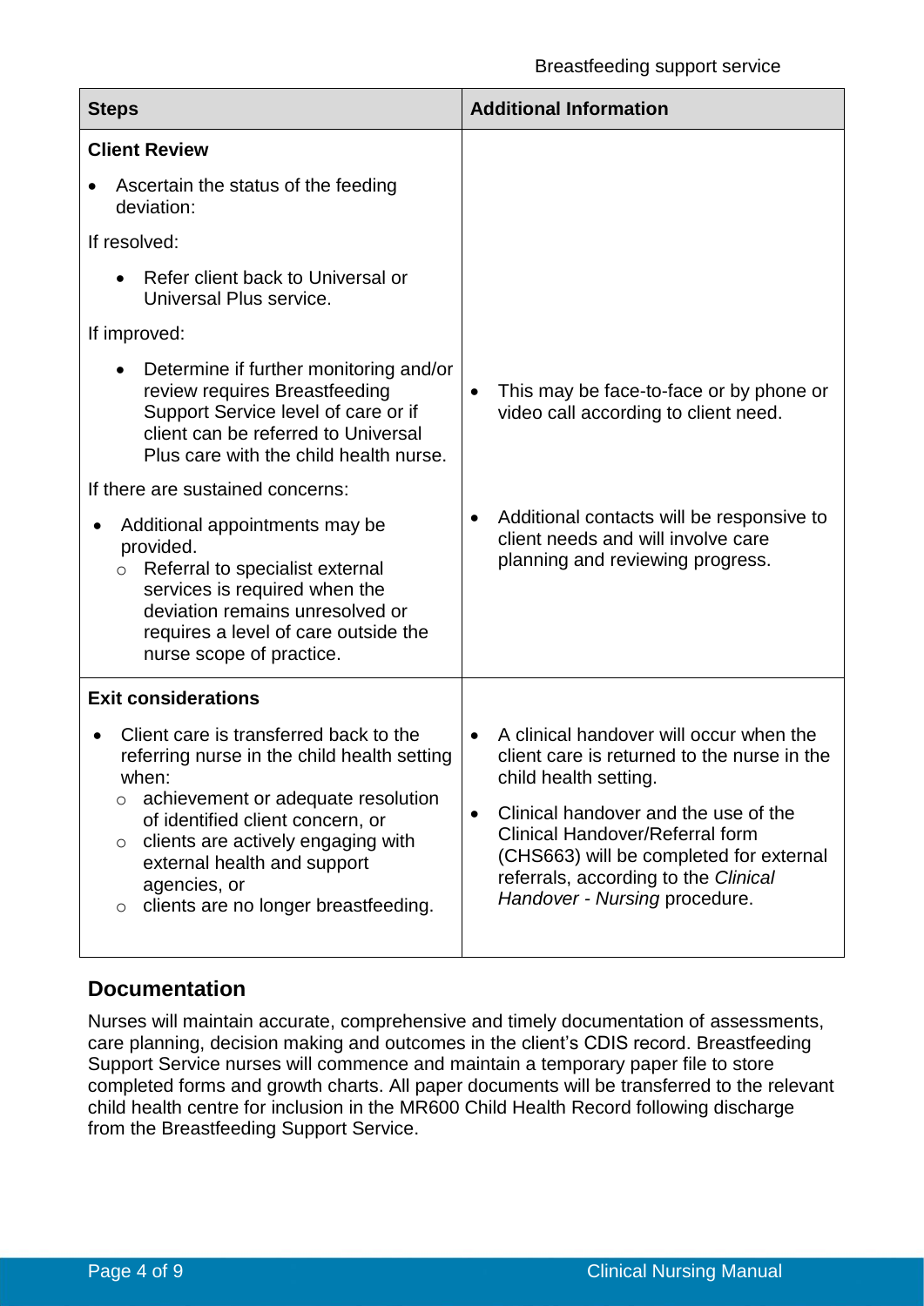| Steps | Additional Information |
|---|---|
| **Client Review**<br>• Ascertain the status of the feeding deviation:<br>If resolved:<br>• Refer client back to Universal or Universal Plus service.<br>If improved:<br>• Determine if further monitoring and/or review requires Breastfeeding Support Service level of care or if client can be referred to Universal Plus care with the child health nurse.<br>If there are sustained concerns:<br>• Additional appointments may be provided.<br>  ○ Referral to specialist external services is required when the deviation remains unresolved or requires a level of care outside the nurse scope of practice. | • This may be face-to-face or by phone or video call according to client need.<br>• Additional contacts will be responsive to client needs and will involve care planning and reviewing progress. |
| **Exit considerations**<br>• Client care is transferred back to the referring nurse in the child health setting when:<br>  ○ achievement or adequate resolution of identified client concern, or<br>  ○ clients are actively engaging with external health and support agencies, or<br>  ○ clients are no longer breastfeeding. | • A clinical handover will occur when the client care is returned to the nurse in the child health setting.<br>• Clinical handover and the use of the Clinical Handover/Referral form (CHS663) will be completed for external referrals, according to the *Clinical Handover - Nursing* procedure. |

## Documentation

Nurses will maintain accurate, comprehensive and timely documentation of assessments, care planning, decision making and outcomes in the client's CDIS record. Breastfeeding Support Service nurses will commence and maintain a temporary paper file to store completed forms and growth charts. All paper documents will be transferred to the relevant child health centre for inclusion in the MR600 Child Health Record following discharge from the Breastfeeding Support Service.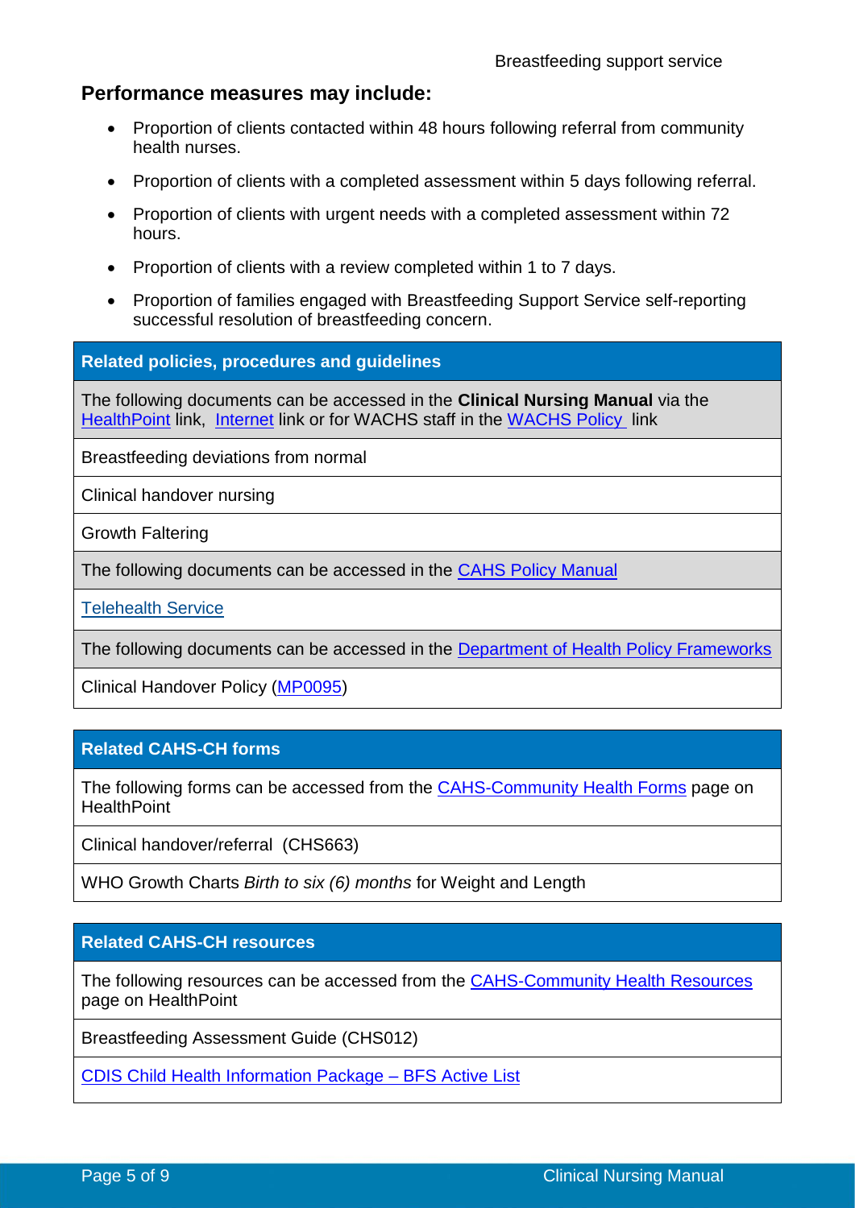## Performance measures may include:

- Proportion of clients contacted within 48 hours following referral from community health nurses.
- Proportion of clients with a completed assessment within 5 days following referral.
- Proportion of clients with urgent needs with a completed assessment within 72 hours.
- Proportion of clients with a review completed within 1 to 7 days.
- Proportion of families engaged with Breastfeeding Support Service self-reporting successful resolution of breastfeeding concern.

| Related policies, procedures and guidelines |
|---|
| The following documents can be accessed in the **Clinical Nursing Manual** via the HealthPoint link, Internet link or for WACHS staff in the WACHS Policy link |
| Breastfeeding deviations from normal |
| Clinical handover nursing |
| Growth Faltering |
| The following documents can be accessed in the CAHS Policy Manual |
| Telehealth Service |
| The following documents can be accessed in the Department of Health Policy Frameworks |
| Clinical Handover Policy (MP0095) |

| Related CAHS-CH forms |
|---|
| The following forms can be accessed from the CAHS-Community Health Forms page on HealthPoint |
| Clinical handover/referral (CHS663) |
| WHO Growth Charts *Birth to six (6) months* for Weight and Length |

| Related CAHS-CH resources |
|---|
| The following resources can be accessed from the CAHS-Community Health Resources page on HealthPoint |
| Breastfeeding Assessment Guide (CHS012) |
| CDIS Child Health Information Package – BFS Active List |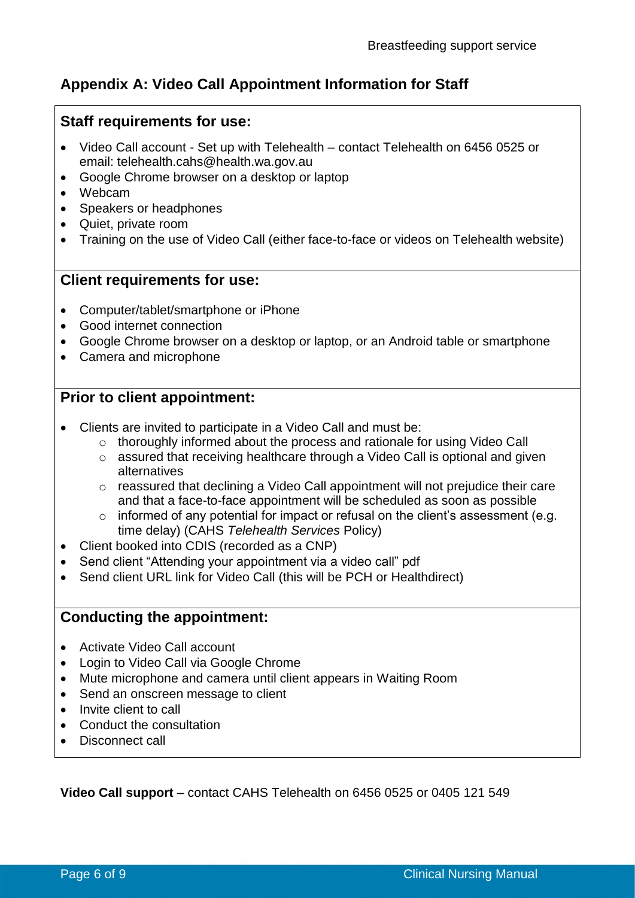## Appendix A: Video Call Appointment Information for Staff

### Staff requirements for use:

- Video Call account - Set up with Telehealth – contact Telehealth on 6456 0525 or email: telehealth.cahs@health.wa.gov.au
- Google Chrome browser on a desktop or laptop
- Webcam
- Speakers or headphones
- Quiet, private room
- Training on the use of Video Call (either face-to-face or videos on Telehealth website)

### Client requirements for use:

- Computer/tablet/smartphone or iPhone
- Good internet connection
- Google Chrome browser on a desktop or laptop, or an Android table or smartphone
- Camera and microphone

### Prior to client appointment:

- Clients are invited to participate in a Video Call and must be:
  - thoroughly informed about the process and rationale for using Video Call
  - assured that receiving healthcare through a Video Call is optional and given alternatives
  - reassured that declining a Video Call appointment will not prejudice their care and that a face-to-face appointment will be scheduled as soon as possible
  - informed of any potential for impact or refusal on the client's assessment (e.g. time delay) (CAHS *Telehealth Services* Policy)
- Client booked into CDIS (recorded as a CNP)
- Send client "Attending your appointment via a video call" pdf
- Send client URL link for Video Call (this will be PCH or Healthdirect)

### Conducting the appointment:

- Activate Video Call account
- Login to Video Call via Google Chrome
- Mute microphone and camera until client appears in Waiting Room
- Send an onscreen message to client
- Invite client to call
- Conduct the consultation
- Disconnect call

**Video Call support** – contact CAHS Telehealth on 6456 0525 or 0405 121 549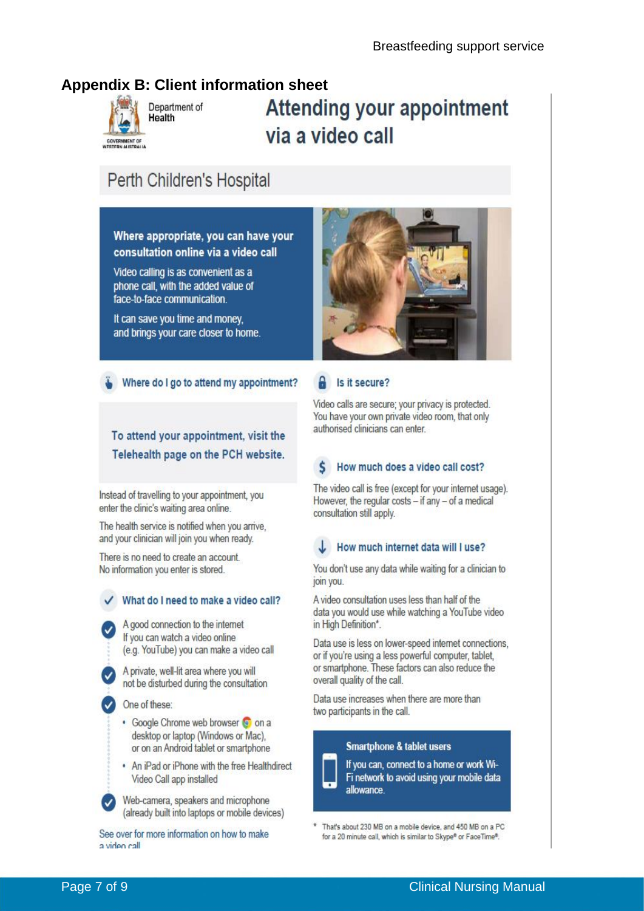## Appendix B: Client information sheet

Department of Health

GOVERNMENT OF WESTERN AUSTRALIA

# Attending your appointment via a video call

## Perth Children's Hospital

**Where appropriate, you can have your consultation online via a video call**

Video calling is as convenient as a phone call, with the added value of face-to-face communication.

It can save you time and money, and brings your care closer to home.

### Where do I go to attend my appointment?

**To attend your appointment, visit the Telehealth page on the PCH website.**

Instead of travelling to your appointment, you enter the clinic's waiting area online.

The health service is notified when you arrive, and your clinician will join you when ready.

There is no need to create an account. No information you enter is stored.

### What do I need to make a video call?

- A good connection to the internet. If you can watch a video online (e.g. YouTube) you can make a video call
- A private, well-lit area where you will not be disturbed during the consultation
- One of these:
  - Google Chrome web browser on a desktop or laptop (Windows or Mac), or on an Android tablet or smartphone
  - An iPad or iPhone with the free Healthdirect Video Call app installed
- Web-camera, speakers and microphone (already built into laptops or mobile devices)

See over for more information on how to make a video call

### Is it secure?

Video calls are secure; your privacy is protected. You have your own private video room, that only authorised clinicians can enter.

### How much does a video call cost?

The video call is free (except for your internet usage). However, the regular costs – if any – of a medical consultation still apply.

### How much internet data will I use?

You don't use any data while waiting for a clinician to join you.

A video consultation uses less than half of the data you would use while watching a YouTube video in High Definition*.

Data use is less on lower-speed internet connections, or if you're using a less powerful computer, tablet, or smartphone. These factors can also reduce the overall quality of the call.

Data use increases when there are more than two participants in the call.

**Smartphone & tablet users**

If you can, connect to a home or work Wi-Fi network to avoid using your mobile data allowance.

* That's about 230 MB on a mobile device, and 450 MB on a PC for a 20 minute call, which is similar to Skype® or FaceTime®.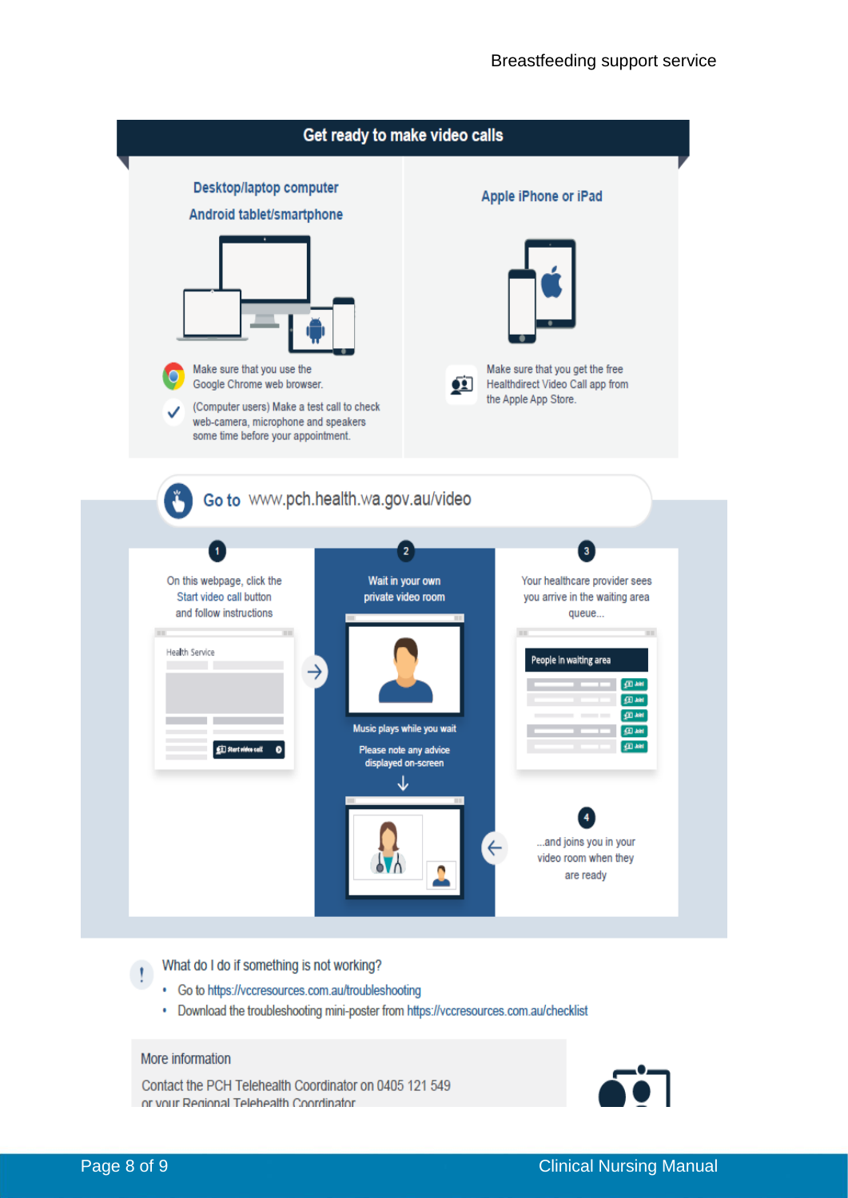## Get ready to make video calls

### Desktop/laptop computer
### Android tablet/smartphone

- Make sure that you use the Google Chrome web browser.
- (Computer users) Make a test call to check web-camera, microphone and speakers some time before your appointment.

### Apple iPhone or iPad

- Make sure that you get the free Healthdirect Video Call app from the Apple App Store.

**Go to** www.pch.health.wa.gov.au/video

1. On this webpage, click the Start video call button and follow instructions

   Health Service

   Start video call

2. Wait in your own private video room

   Music plays while you wait

   Please note any advice displayed on-screen

3. Your healthcare provider sees you arrive in the waiting area queue...

   People in waiting area

4. ...and joins you in your video room when they are ready

**What do I do if something is not working?**

- Go to https://vccresources.com.au/troubleshooting
- Download the troubleshooting mini-poster from https://vccresources.com.au/checklist

**More information**

Contact the PCH Telehealth Coordinator on 0405 121 549 or your Regional Telehealth Coordinator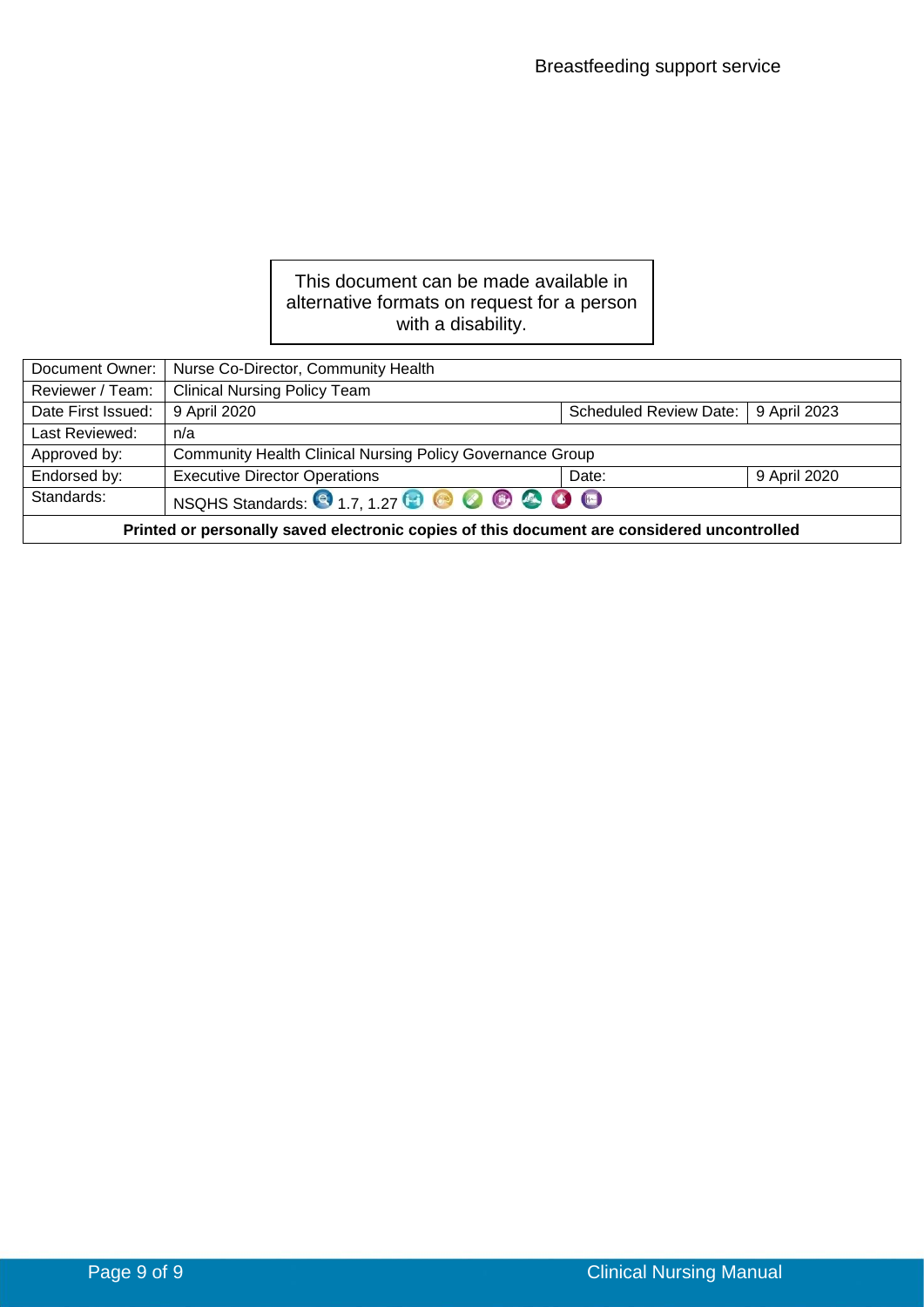This document can be made available in alternative formats on request for a person with a disability.

| | | | |
|---|---|---|---|
| Document Owner: | Nurse Co-Director, Community Health | | |
| Reviewer / Team: | Clinical Nursing Policy Team | | |
| Date First Issued: | 9 April 2020 | Scheduled Review Date: | 9 April 2023 |
| Last Reviewed: | n/a | | |
| Approved by: | Community Health Clinical Nursing Policy Governance Group | | |
| Endorsed by: | Executive Director Operations | Date: | 9 April 2020 |
| Standards: | NSQHS Standards: 1.7, 1.27 | | |
| **Printed or personally saved electronic copies of this document are considered uncontrolled** | | | |